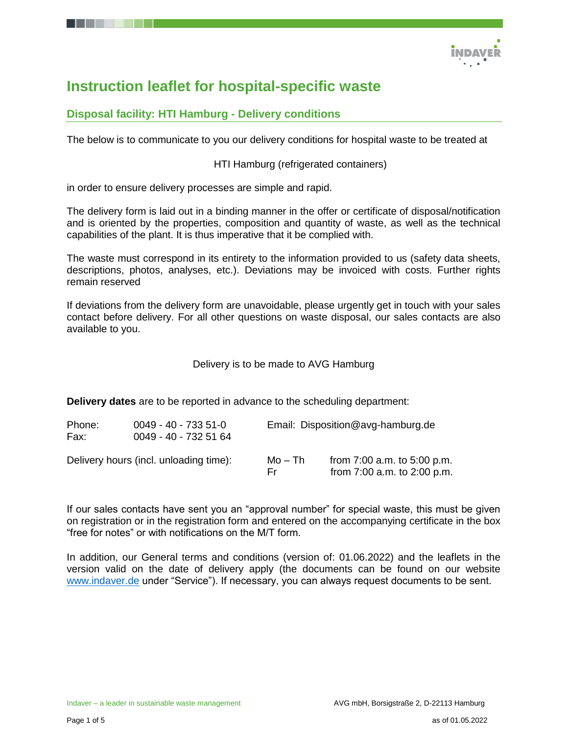# Instruction leaflet for hospital-specific waste

## Disposal facility: HTI Hamburg - Delivery conditions

The below is to communicate to you our delivery conditions for hospital waste to be treated at

HTI Hamburg (refrigerated containers)

in order to ensure delivery processes are simple and rapid.

The delivery form is laid out in a binding manner in the offer or certificate of disposal/notification and is oriented by the properties, composition and quantity of waste, as well as the technical capabilities of the plant. It is thus imperative that it be complied with.

The waste must correspond in its entirety to the information provided to us (safety data sheets, descriptions, photos, analyses, etc.). Deviations may be invoiced with costs. Further rights remain reserved

If deviations from the delivery form are unavoidable, please urgently get in touch with your sales contact before delivery. For all other questions on waste disposal, our sales contacts are also available to you.

Delivery is to be made to AVG Hamburg

**Delivery dates** are to be reported in advance to the scheduling department:

Phone: 0049 - 40 - 733 51-0
Fax: 0049 - 40 - 732 51 64
Email: Disposition@avg-hamburg.de

Delivery hours (incl. unloading time):

| | |
|---|---|
| Mo – Th | from 7:00 a.m. to 5:00 p.m. |
| Fr | from 7:00 a.m. to 2:00 p.m. |

If our sales contacts have sent you an "approval number" for special waste, this must be given on registration or in the registration form and entered on the accompanying certificate in the box "free for notes" or with notifications on the M/T form.

In addition, our General terms and conditions (version of: 01.06.2022) and the leaflets in the version valid on the date of delivery apply (the documents can be found on our website www.indaver.de under "Service"). If necessary, you can always request documents to be sent.

Indaver – a leader in sustainable waste management
AVG mbH, Borsigstraße 2, D-22113 Hamburg

as of 01.05.2022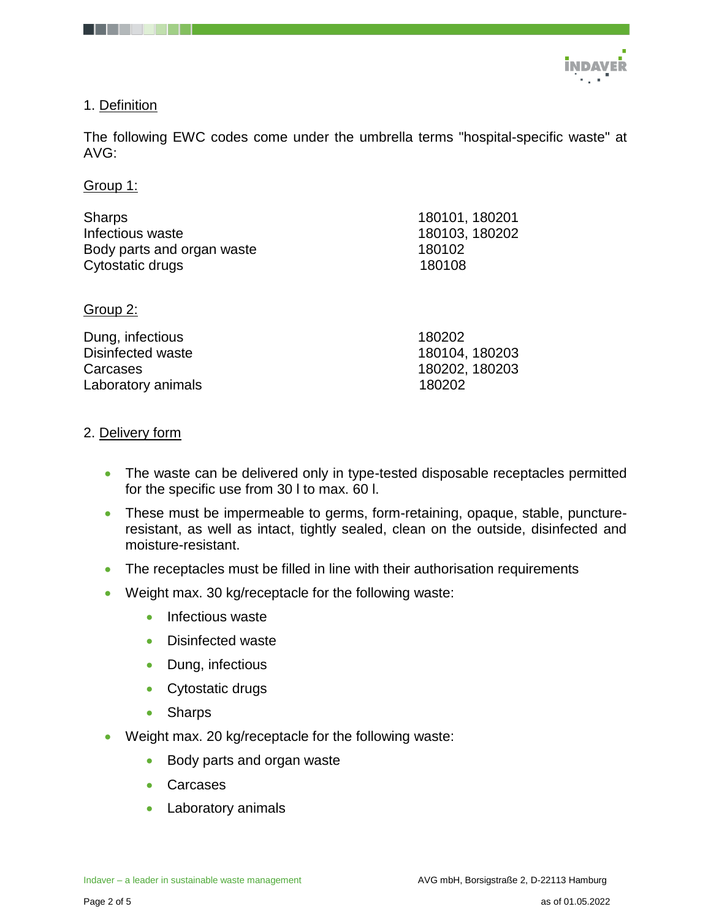## 1. Definition

The following EWC codes come under the umbrella terms "hospital-specific waste" at AVG:

### Group 1:

| | |
|---|---|
| Sharps | 180101, 180201 |
| Infectious waste | 180103, 180202 |
| Body parts and organ waste | 180102 |
| Cytostatic drugs | 180108 |

### Group 2:

| | |
|---|---|
| Dung, infectious | 180202 |
| Disinfected waste | 180104, 180203 |
| Carcases | 180202, 180203 |
| Laboratory animals | 180202 |

## 2. Delivery form

- The waste can be delivered only in type-tested disposable receptacles permitted for the specific use from 30 l to max. 60 l.
- These must be impermeable to germs, form-retaining, opaque, stable, puncture-resistant, as well as intact, tightly sealed, clean on the outside, disinfected and moisture-resistant.
- The receptacles must be filled in line with their authorisation requirements
- Weight max. 30 kg/receptacle for the following waste:
  - Infectious waste
  - Disinfected waste
  - Dung, infectious
  - Cytostatic drugs
  - Sharps
- Weight max. 20 kg/receptacle for the following waste:
  - Body parts and organ waste
  - Carcases
  - Laboratory animals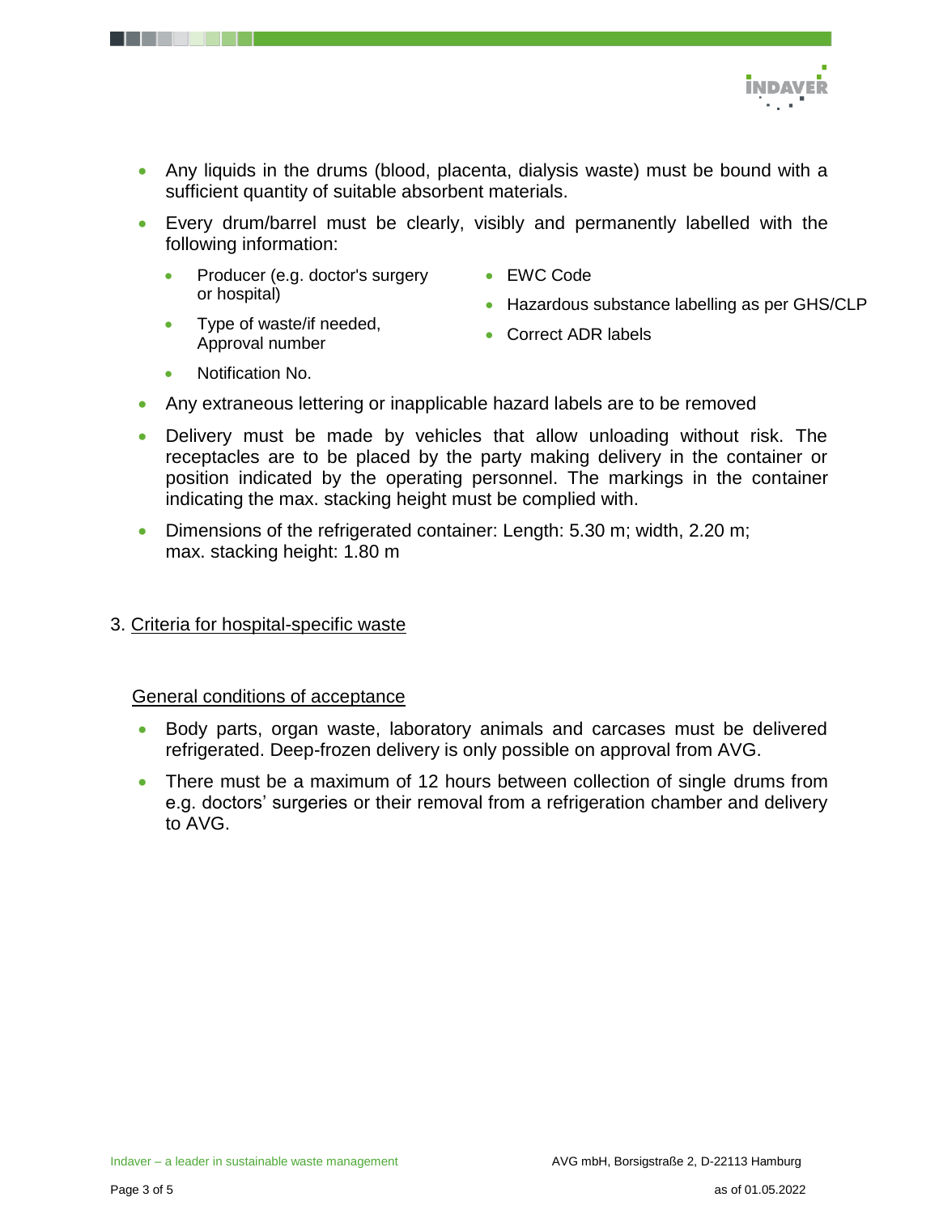- Any liquids in the drums (blood, placenta, dialysis waste) must be bound with a sufficient quantity of suitable absorbent materials.
- Every drum/barrel must be clearly, visibly and permanently labelled with the following information:
  - Producer (e.g. doctor's surgery or hospital)
  - Type of waste/if needed, Approval number
  - Notification No.
  - EWC Code
  - Hazardous substance labelling as per GHS/CLP
  - Correct ADR labels
- Any extraneous lettering or inapplicable hazard labels are to be removed
- Delivery must be made by vehicles that allow unloading without risk. The receptacles are to be placed by the party making delivery in the container or position indicated by the operating personnel. The markings in the container indicating the max. stacking height must be complied with.
- Dimensions of the refrigerated container: Length: 5.30 m; width, 2.20 m; max. stacking height: 1.80 m

## 3. Criteria for hospital-specific waste

### General conditions of acceptance

- Body parts, organ waste, laboratory animals and carcases must be delivered refrigerated. Deep-frozen delivery is only possible on approval from AVG.
- There must be a maximum of 12 hours between collection of single drums from e.g. doctors' surgeries or their removal from a refrigeration chamber and delivery to AVG.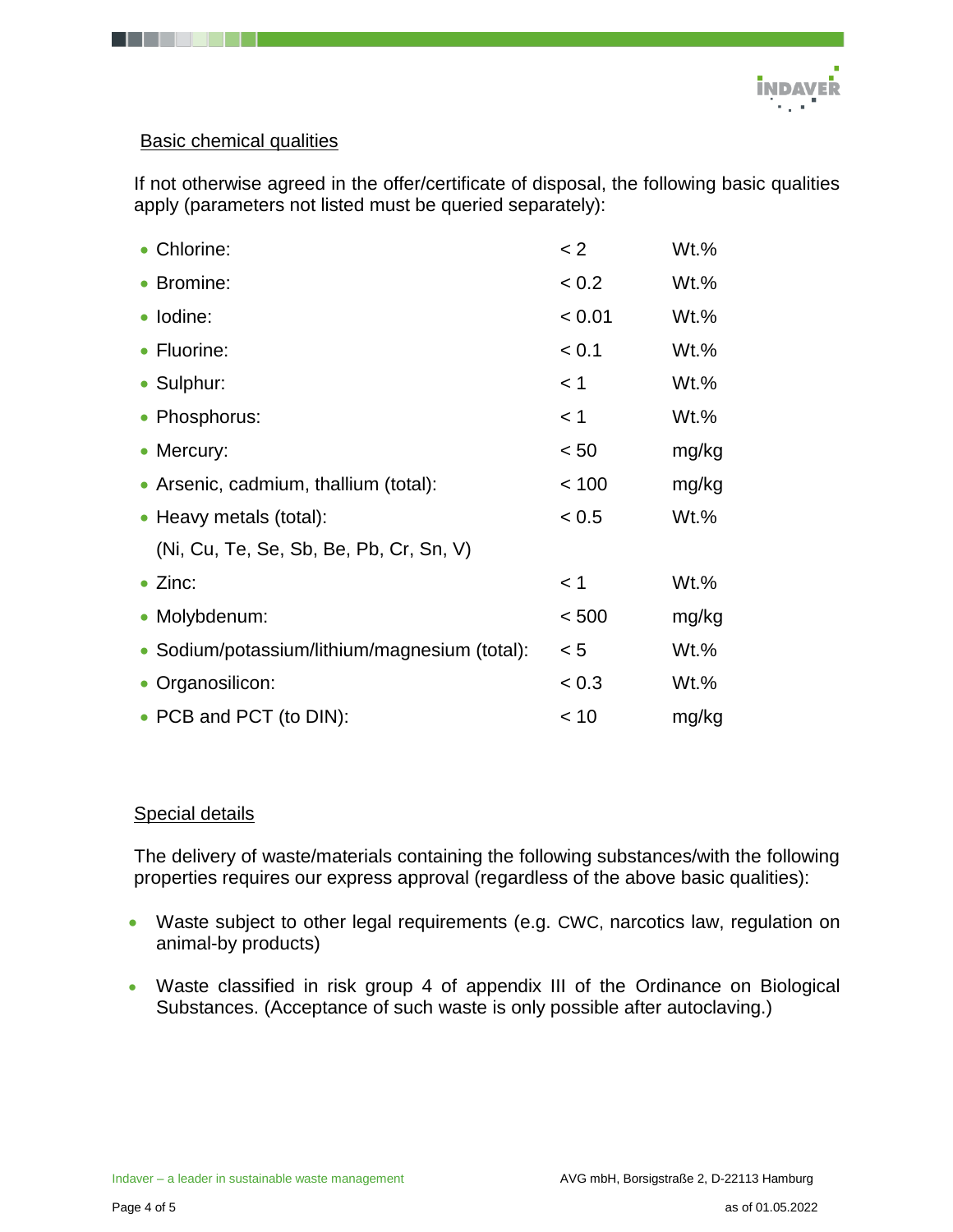## Basic chemical qualities

If not otherwise agreed in the offer/certificate of disposal, the following basic qualities apply (parameters not listed must be queried separately):

| Parameter | Limit | Unit |
| --- | --- | --- |
| Chlorine: | < 2 | Wt.% |
| Bromine: | < 0.2 | Wt.% |
| Iodine: | < 0.01 | Wt.% |
| Fluorine: | < 0.1 | Wt.% |
| Sulphur: | < 1 | Wt.% |
| Phosphorus: | < 1 | Wt.% |
| Mercury: | < 50 | mg/kg |
| Arsenic, cadmium, thallium (total): | < 100 | mg/kg |
| Heavy metals (total): (Ni, Cu, Te, Se, Sb, Be, Pb, Cr, Sn, V) | < 0.5 | Wt.% |
| Zinc: | < 1 | Wt.% |
| Molybdenum: | < 500 | mg/kg |
| Sodium/potassium/lithium/magnesium (total): | < 5 | Wt.% |
| Organosilicon: | < 0.3 | Wt.% |
| PCB and PCT (to DIN): | < 10 | mg/kg |

## Special details

The delivery of waste/materials containing the following substances/with the following properties requires our express approval (regardless of the above basic qualities):

- Waste subject to other legal requirements (e.g. CWC, narcotics law, regulation on animal-by products)
- Waste classified in risk group 4 of appendix III of the Ordinance on Biological Substances. (Acceptance of such waste is only possible after autoclaving.)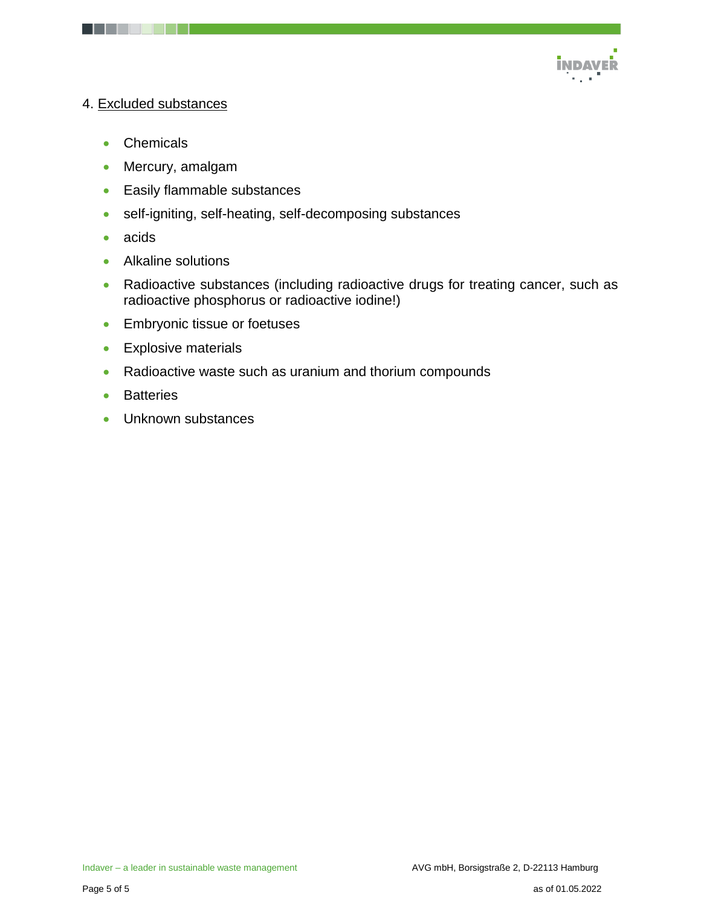## 4. Excluded substances

- Chemicals
- Mercury, amalgam
- Easily flammable substances
- self-igniting, self-heating, self-decomposing substances
- acids
- Alkaline solutions
- Radioactive substances (including radioactive drugs for treating cancer, such as radioactive phosphorus or radioactive iodine!)
- Embryonic tissue or foetuses
- Explosive materials
- Radioactive waste such as uranium and thorium compounds
- Batteries
- Unknown substances